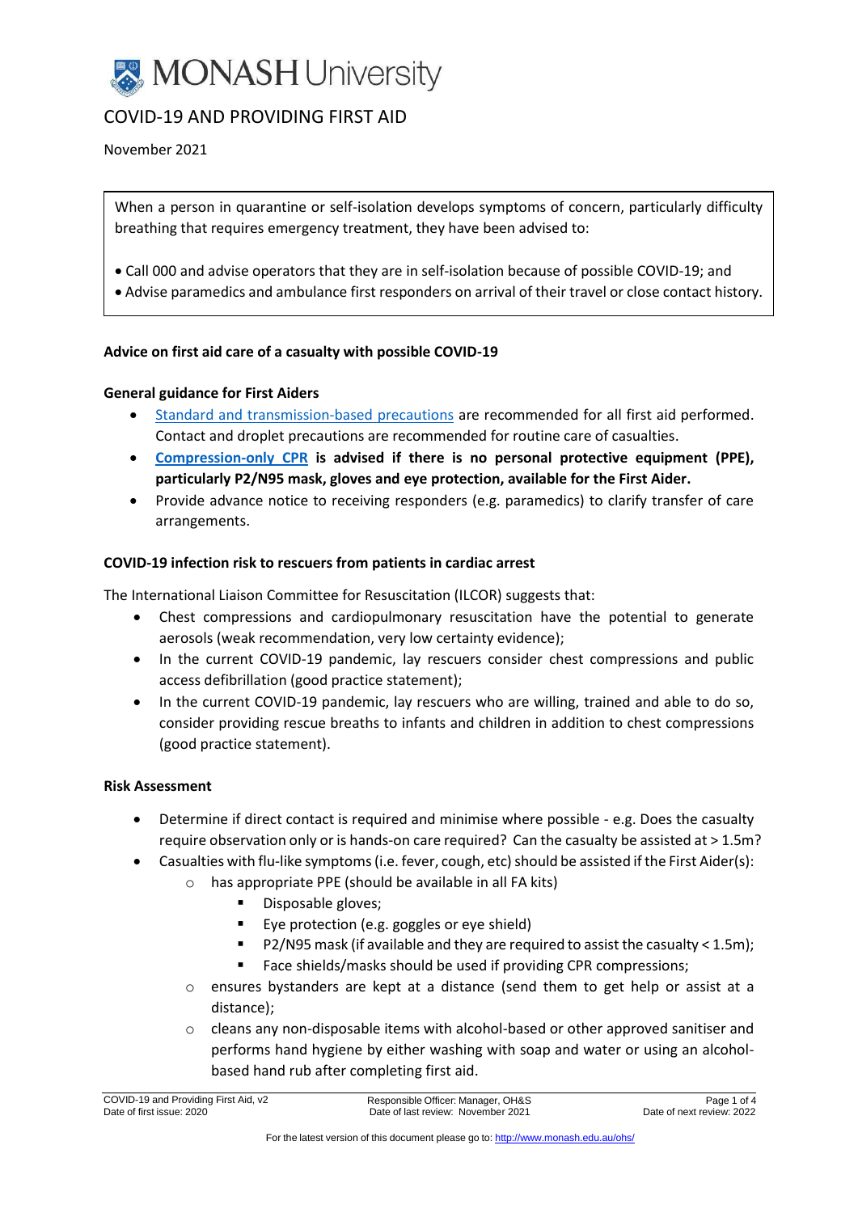# COVID-19 AND PROVIDING FIRST AID

November 2021

> When a person in quarantine or self-isolation develops symptoms of concern, particularly difficulty breathing that requires emergency treatment, they have been advised to:
>
> - Call 000 and advise operators that they are in self-isolation because of possible COVID-19; and
> - Advise paramedics and ambulance first responders on arrival of their travel or close contact history.

**Advice on first aid care of a casualty with possible COVID-19**

**General guidance for First Aiders**

- Standard and transmission-based precautions are recommended for all first aid performed. Contact and droplet precautions are recommended for routine care of casualties.
- **Compression-only CPR is advised if there is no personal protective equipment (PPE), particularly P2/N95 mask, gloves and eye protection, available for the First Aider.**
- Provide advance notice to receiving responders (e.g. paramedics) to clarify transfer of care arrangements.

**COVID-19 infection risk to rescuers from patients in cardiac arrest**

The International Liaison Committee for Resuscitation (ILCOR) suggests that:

- Chest compressions and cardiopulmonary resuscitation have the potential to generate aerosols (weak recommendation, very low certainty evidence);
- In the current COVID-19 pandemic, lay rescuers consider chest compressions and public access defibrillation (good practice statement);
- In the current COVID-19 pandemic, lay rescuers who are willing, trained and able to do so, consider providing rescue breaths to infants and children in addition to chest compressions (good practice statement).

**Risk Assessment**

- Determine if direct contact is required and minimise where possible - e.g. Does the casualty require observation only or is hands-on care required? Can the casualty be assisted at > 1.5m?
- Casualties with flu-like symptoms (i.e. fever, cough, etc) should be assisted if the First Aider(s):
  - has appropriate PPE (should be available in all FA kits)
    - Disposable gloves;
    - Eye protection (e.g. goggles or eye shield)
    - P2/N95 mask (if available and they are required to assist the casualty < 1.5m);
    - Face shields/masks should be used if providing CPR compressions;
  - ensures bystanders are kept at a distance (send them to get help or assist at a distance);
  - cleans any non-disposable items with alcohol-based or other approved sanitiser and performs hand hygiene by either washing with soap and water or using an alcohol-based hand rub after completing first aid.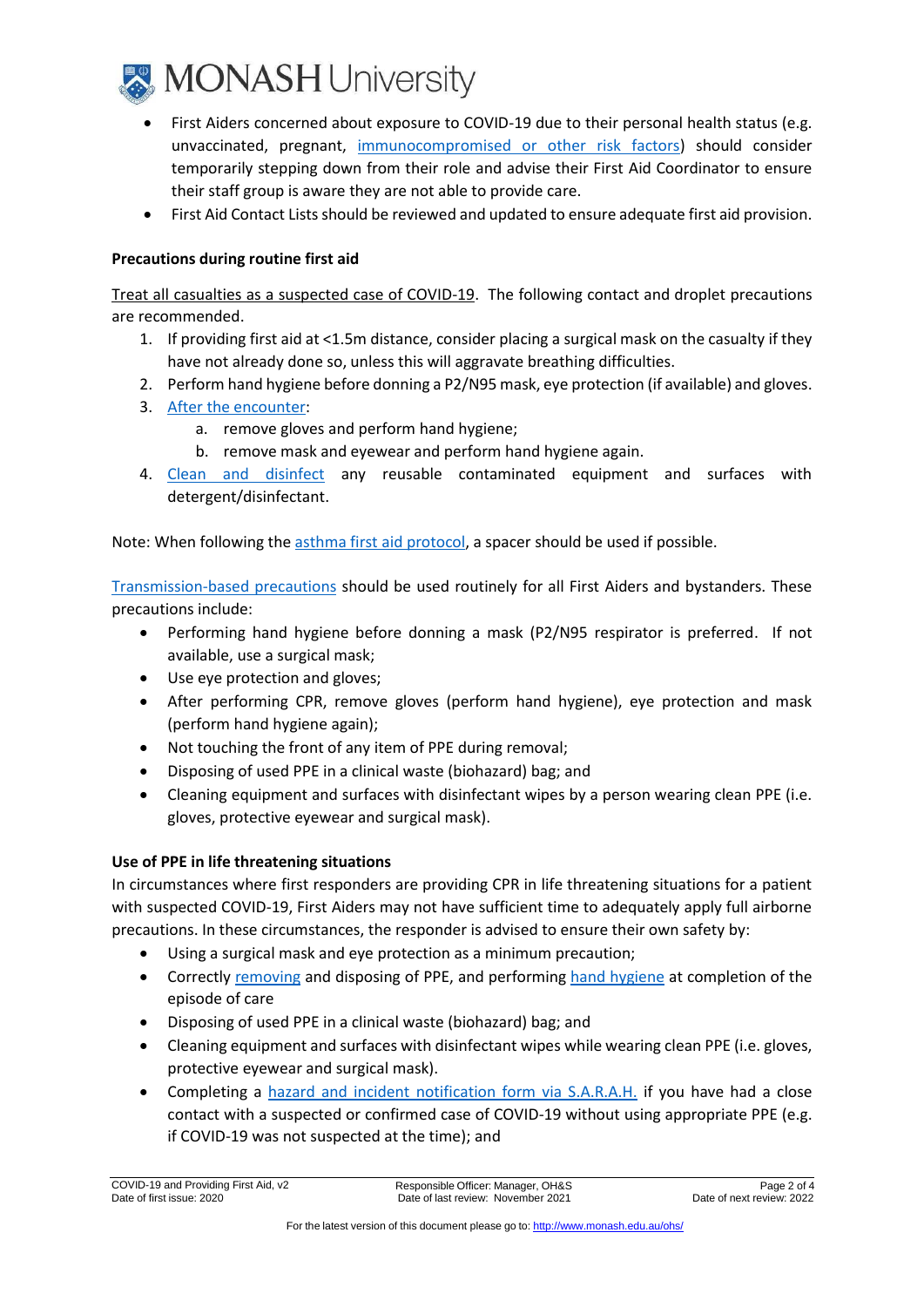- First Aiders concerned about exposure to COVID-19 due to their personal health status (e.g. unvaccinated, pregnant, immunocompromised or other risk factors) should consider temporarily stepping down from their role and advise their First Aid Coordinator to ensure their staff group is aware they are not able to provide care.
- First Aid Contact Lists should be reviewed and updated to ensure adequate first aid provision.

### Precautions during routine first aid

Treat all casualties as a suspected case of COVID-19. The following contact and droplet precautions are recommended.

1. If providing first aid at <1.5m distance, consider placing a surgical mask on the casualty if they have not already done so, unless this will aggravate breathing difficulties.
2. Perform hand hygiene before donning a P2/N95 mask, eye protection (if available) and gloves.
3. After the encounter:
   a. remove gloves and perform hand hygiene;
   b. remove mask and eyewear and perform hand hygiene again.
4. Clean and disinfect any reusable contaminated equipment and surfaces with detergent/disinfectant.

Note: When following the asthma first aid protocol, a spacer should be used if possible.

Transmission-based precautions should be used routinely for all First Aiders and bystanders. These precautions include:

- Performing hand hygiene before donning a mask (P2/N95 respirator is preferred. If not available, use a surgical mask;
- Use eye protection and gloves;
- After performing CPR, remove gloves (perform hand hygiene), eye protection and mask (perform hand hygiene again);
- Not touching the front of any item of PPE during removal;
- Disposing of used PPE in a clinical waste (biohazard) bag; and
- Cleaning equipment and surfaces with disinfectant wipes by a person wearing clean PPE (i.e. gloves, protective eyewear and surgical mask).

### Use of PPE in life threatening situations

In circumstances where first responders are providing CPR in life threatening situations for a patient with suspected COVID-19, First Aiders may not have sufficient time to adequately apply full airborne precautions. In these circumstances, the responder is advised to ensure their own safety by:

- Using a surgical mask and eye protection as a minimum precaution;
- Correctly removing and disposing of PPE, and performing hand hygiene at completion of the episode of care
- Disposing of used PPE in a clinical waste (biohazard) bag; and
- Cleaning equipment and surfaces with disinfectant wipes while wearing clean PPE (i.e. gloves, protective eyewear and surgical mask).
- Completing a hazard and incident notification form via S.A.R.A.H. if you have had a close contact with a suspected or confirmed case of COVID-19 without using appropriate PPE (e.g. if COVID-19 was not suspected at the time); and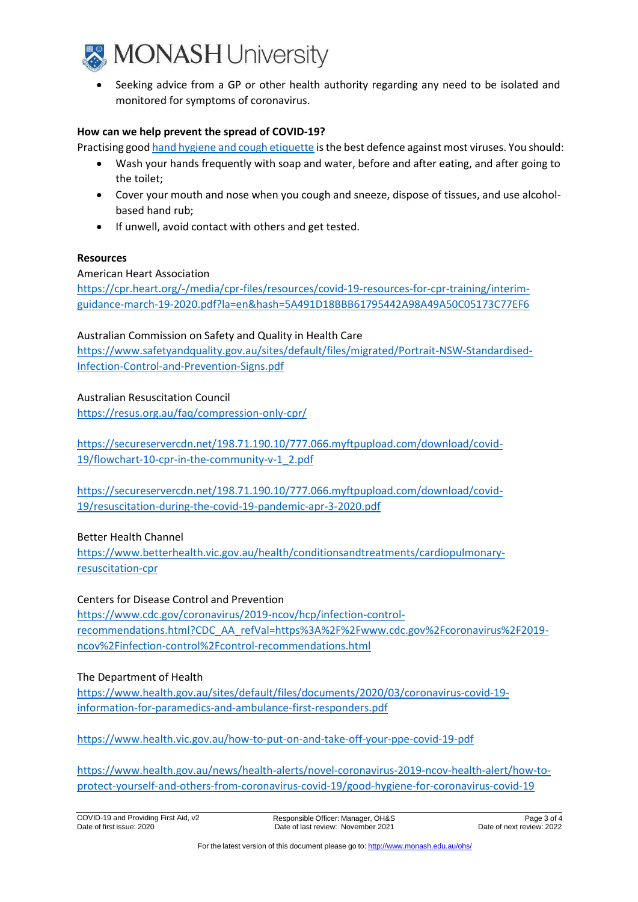- Seeking advice from a GP or other health authority regarding any need to be isolated and monitored for symptoms of coronavirus.

**How can we help prevent the spread of COVID-19?**

Practising good hand hygiene and cough etiquette is the best defence against most viruses. You should:

- Wash your hands frequently with soap and water, before and after eating, and after going to the toilet;
- Cover your mouth and nose when you cough and sneeze, dispose of tissues, and use alcohol-based hand rub;
- If unwell, avoid contact with others and get tested.

**Resources**

American Heart Association
https://cpr.heart.org/-/media/cpr-files/resources/covid-19-resources-for-cpr-training/interim-guidance-march-19-2020.pdf?la=en&hash=5A491D18BBB61795442A98A49A50C05173C77EF6

Australian Commission on Safety and Quality in Health Care
https://www.safetyandquality.gov.au/sites/default/files/migrated/Portrait-NSW-Standardised-Infection-Control-and-Prevention-Signs.pdf

Australian Resuscitation Council
https://resus.org.au/faq/compression-only-cpr/

https://secureservercdn.net/198.71.190.10/777.066.myftpupload.com/download/covid-19/flowchart-10-cpr-in-the-community-v-1_2.pdf

https://secureservercdn.net/198.71.190.10/777.066.myftpupload.com/download/covid-19/resuscitation-during-the-covid-19-pandemic-apr-3-2020.pdf

Better Health Channel
https://www.betterhealth.vic.gov.au/health/conditionsandtreatments/cardiopulmonary-resuscitation-cpr

Centers for Disease Control and Prevention
https://www.cdc.gov/coronavirus/2019-ncov/hcp/infection-control-recommendations.html?CDC_AA_refVal=https%3A%2F%2Fwww.cdc.gov%2Fcoronavirus%2F2019-ncov%2Finfection-control%2Fcontrol-recommendations.html

The Department of Health
https://www.health.gov.au/sites/default/files/documents/2020/03/coronavirus-covid-19-information-for-paramedics-and-ambulance-first-responders.pdf

https://www.health.vic.gov.au/how-to-put-on-and-take-off-your-ppe-covid-19-pdf

https://www.health.gov.au/news/health-alerts/novel-coronavirus-2019-ncov-health-alert/how-to-protect-yourself-and-others-from-coronavirus-covid-19/good-hygiene-for-coronavirus-covid-19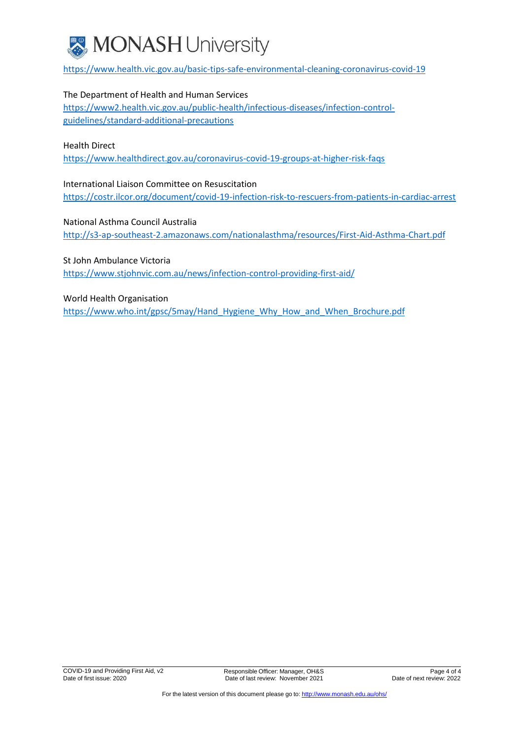https://www.health.vic.gov.au/basic-tips-safe-environmental-cleaning-coronavirus-covid-19

The Department of Health and Human Services
https://www2.health.vic.gov.au/public-health/infectious-diseases/infection-control-guidelines/standard-additional-precautions

Health Direct
https://www.healthdirect.gov.au/coronavirus-covid-19-groups-at-higher-risk-faqs

International Liaison Committee on Resuscitation
https://costr.ilcor.org/document/covid-19-infection-risk-to-rescuers-from-patients-in-cardiac-arrest

National Asthma Council Australia
http://s3-ap-southeast-2.amazonaws.com/nationalasthma/resources/First-Aid-Asthma-Chart.pdf

St John Ambulance Victoria
https://www.stjohnvic.com.au/news/infection-control-providing-first-aid/

World Health Organisation
https://www.who.int/gpsc/5may/Hand_Hygiene_Why_How_and_When_Brochure.pdf